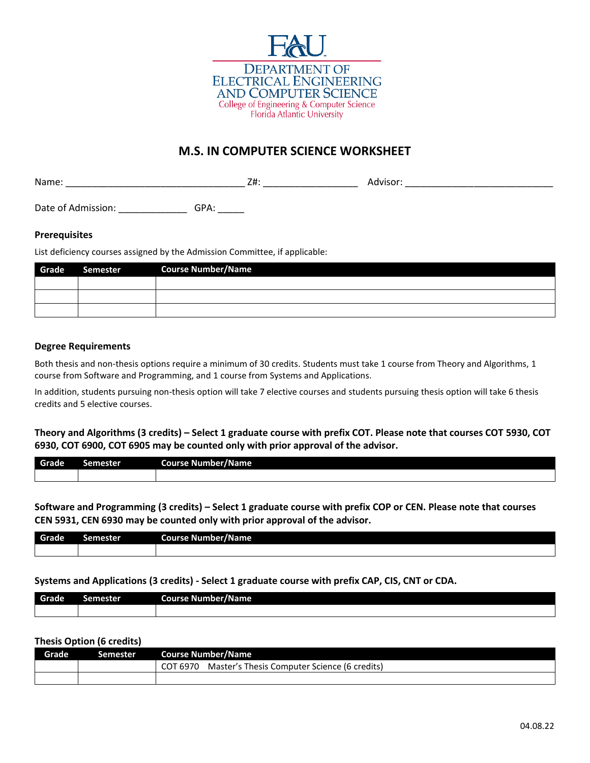FAU

DEPARTMENT OF ELECTRICAL ENGINEERING AND COMPUTER SCIENCE

College of Engineering & Computer Science

Florida Atlantic University

# M.S. IN COMPUTER SCIENCE WORKSHEET

Name: _________________________________ Z#: _________________ Advisor: ___________________________

Date of Admission: _____________ GPA: _____

**Prerequisites**

List deficiency courses assigned by the Admission Committee, if applicable:

| Grade | Semester | Course Number/Name |
|---|---|---|
| | | |
| | | |
| | | |

**Degree Requirements**

Both thesis and non-thesis options require a minimum of 30 credits. Students must take 1 course from Theory and Algorithms, 1 course from Software and Programming, and 1 course from Systems and Applications.

In addition, students pursuing non-thesis option will take 7 elective courses and students pursuing thesis option will take 6 thesis credits and 5 elective courses.

**Theory and Algorithms (3 credits) – Select 1 graduate course with prefix COT. Please note that courses COT 5930, COT 6930, COT 6900, COT 6905 may be counted only with prior approval of the advisor.**

| Grade | Semester | Course Number/Name |
|---|---|---|
| | | |

**Software and Programming (3 credits) – Select 1 graduate course with prefix COP or CEN. Please note that courses CEN 5931, CEN 6930 may be counted only with prior approval of the advisor.**

| Grade | Semester | Course Number/Name |
|---|---|---|
| | | |

**Systems and Applications (3 credits) - Select 1 graduate course with prefix CAP, CIS, CNT or CDA.**

| Grade | Semester | Course Number/Name |
|---|---|---|
| | | |

**Thesis Option (6 credits)**

| Grade | Semester | Course Number/Name |
|---|---|---|
| | | COT 6970 Master's Thesis Computer Science (6 credits) |
| | | |

04.08.22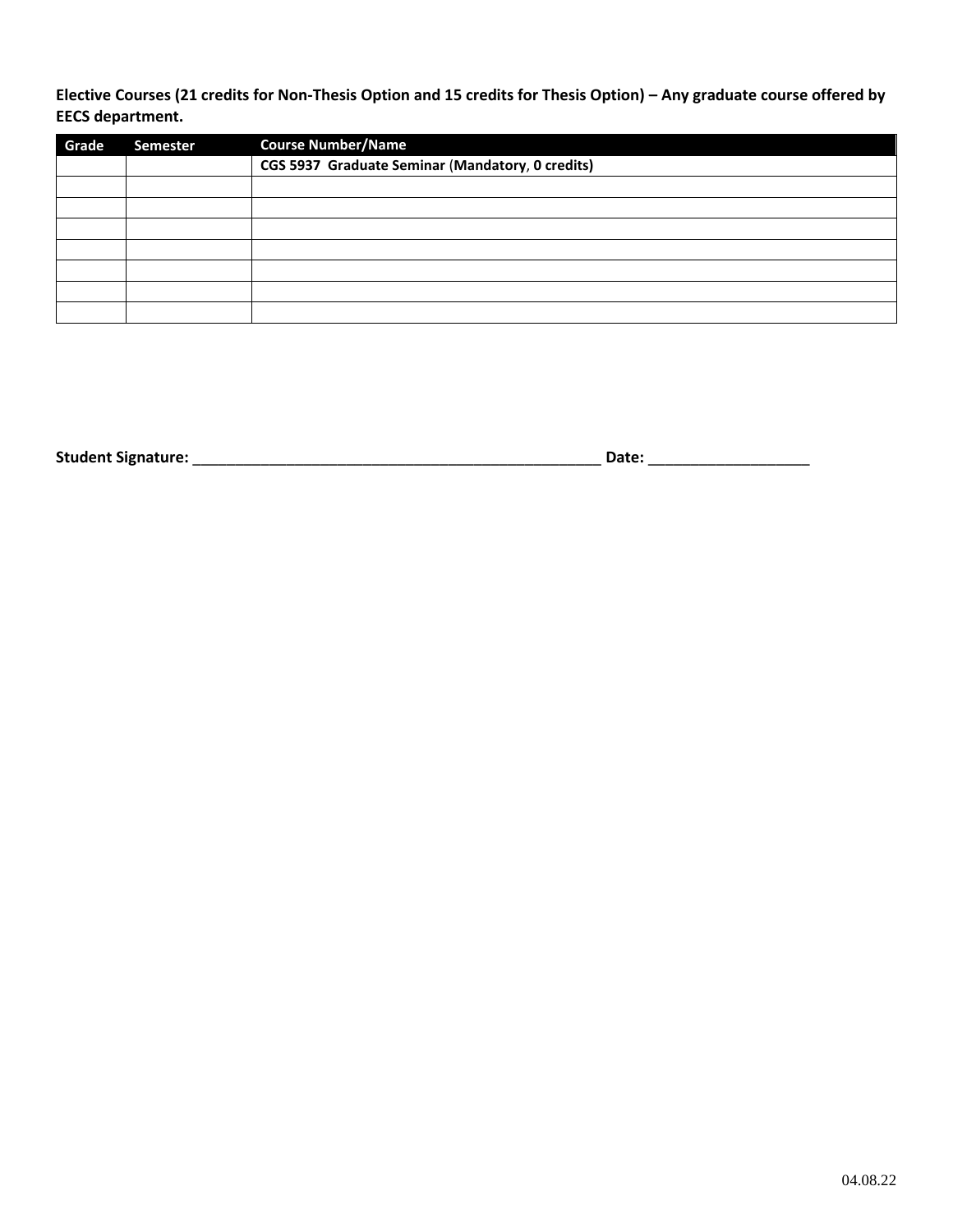**Elective Courses (21 credits for Non-Thesis Option and 15 credits for Thesis Option) – Any graduate course offered by EECS department.**

| Grade | Semester | Course Number/Name |
|---|---|---|
| | | **CGS 5937 Graduate Seminar (Mandatory, 0 credits)** |
| | | |
| | | |
| | | |
| | | |
| | | |
| | | |
| | | |

**Student Signature:** ___________________________________________________ **Date:** ___________________

04.08.22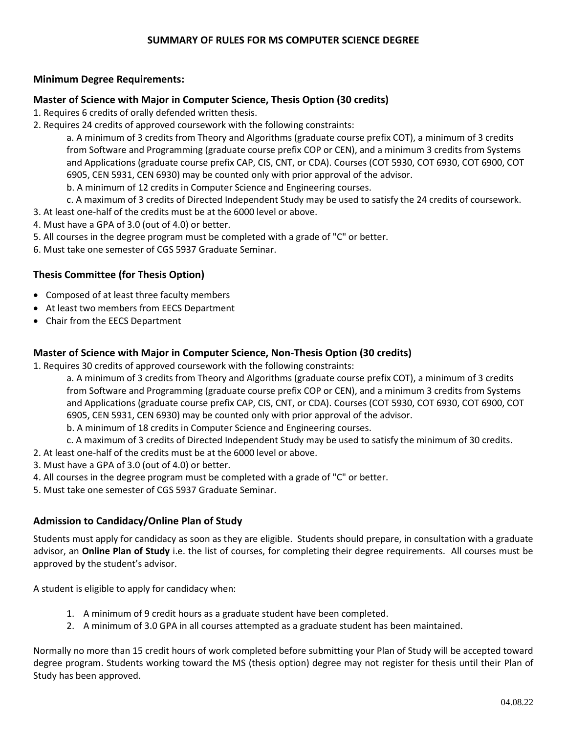# SUMMARY OF RULES FOR MS COMPUTER SCIENCE DEGREE

## Minimum Degree Requirements:

### Master of Science with Major in Computer Science, Thesis Option (30 credits)

1. Requires 6 credits of orally defended written thesis.
2. Requires 24 credits of approved coursework with the following constraints:
   a. A minimum of 3 credits from Theory and Algorithms (graduate course prefix COT), a minimum of 3 credits from Software and Programming (graduate course prefix COP or CEN), and a minimum 3 credits from Systems and Applications (graduate course prefix CAP, CIS, CNT, or CDA). Courses (COT 5930, COT 6930, COT 6900, COT 6905, CEN 5931, CEN 6930) may be counted only with prior approval of the advisor.
   b. A minimum of 12 credits in Computer Science and Engineering courses.
   c. A maximum of 3 credits of Directed Independent Study may be used to satisfy the 24 credits of coursework.
3. At least one-half of the credits must be at the 6000 level or above.
4. Must have a GPA of 3.0 (out of 4.0) or better.
5. All courses in the degree program must be completed with a grade of "C" or better.
6. Must take one semester of CGS 5937 Graduate Seminar.

### Thesis Committee (for Thesis Option)

- Composed of at least three faculty members
- At least two members from EECS Department
- Chair from the EECS Department

### Master of Science with Major in Computer Science, Non-Thesis Option (30 credits)

1. Requires 30 credits of approved coursework with the following constraints:
   a. A minimum of 3 credits from Theory and Algorithms (graduate course prefix COT), a minimum of 3 credits from Software and Programming (graduate course prefix COP or CEN), and a minimum 3 credits from Systems and Applications (graduate course prefix CAP, CIS, CNT, or CDA). Courses (COT 5930, COT 6930, COT 6900, COT 6905, CEN 5931, CEN 6930) may be counted only with prior approval of the advisor.
   b. A minimum of 18 credits in Computer Science and Engineering courses.
   c. A maximum of 3 credits of Directed Independent Study may be used to satisfy the minimum of 30 credits.
2. At least one-half of the credits must be at the 6000 level or above.
3. Must have a GPA of 3.0 (out of 4.0) or better.
4. All courses in the degree program must be completed with a grade of "C" or better.
5. Must take one semester of CGS 5937 Graduate Seminar.

### Admission to Candidacy/Online Plan of Study

Students must apply for candidacy as soon as they are eligible. Students should prepare, in consultation with a graduate advisor, an **Online Plan of Study** i.e. the list of courses, for completing their degree requirements. All courses must be approved by the student's advisor.

A student is eligible to apply for candidacy when:

1. A minimum of 9 credit hours as a graduate student have been completed.
2. A minimum of 3.0 GPA in all courses attempted as a graduate student has been maintained.

Normally no more than 15 credit hours of work completed before submitting your Plan of Study will be accepted toward degree program. Students working toward the MS (thesis option) degree may not register for thesis until their Plan of Study has been approved.

04.08.22